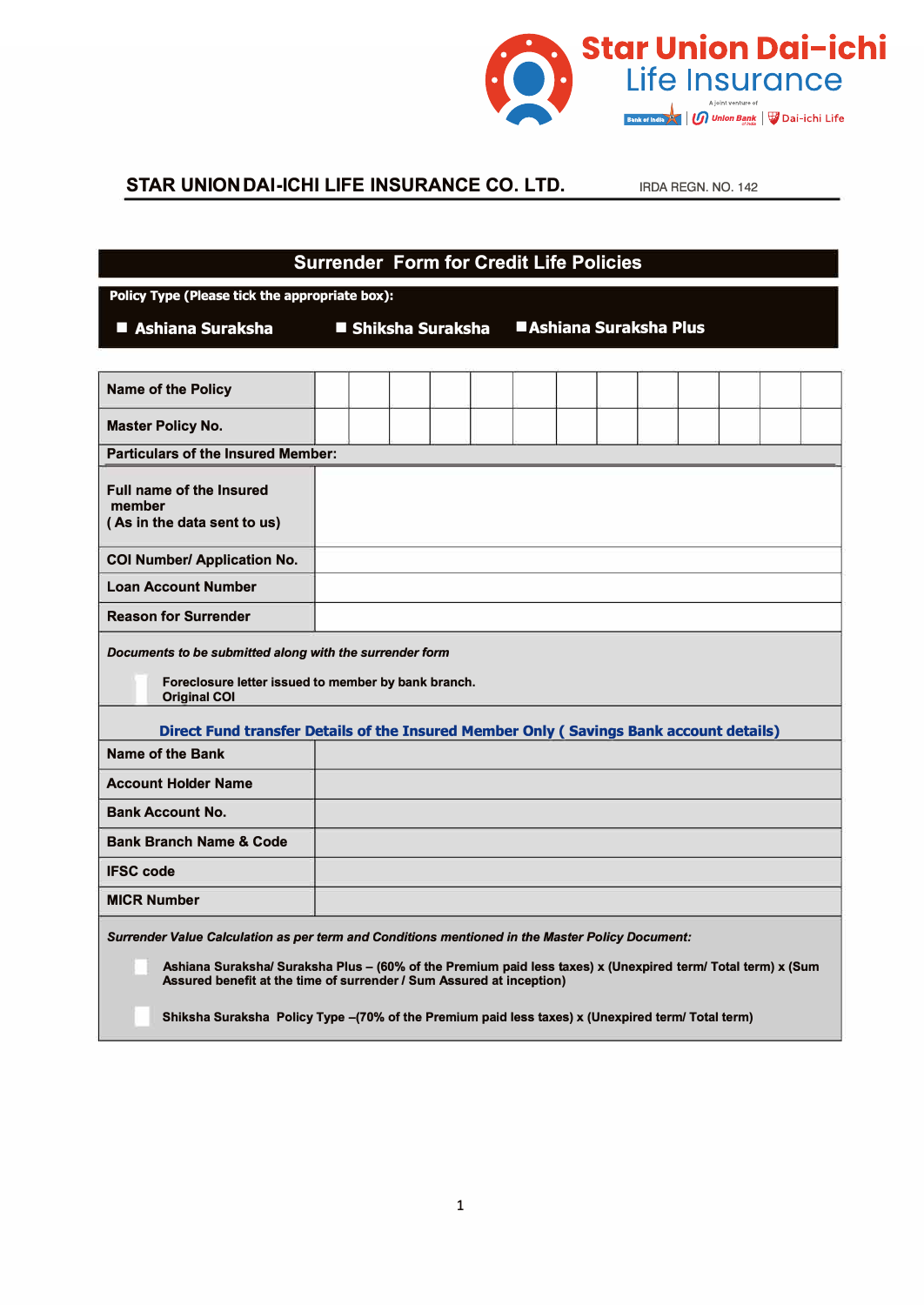Star Union Dai-ichi Life Insurance

A joint venture of Bank of India | Union Bank of India | Dai-ichi Life

**STAR UNION DAI-ICHI LIFE INSURANCE CO. LTD.** IRDA REGN. NO. 142

# Surrender Form for Credit Life Policies

**Policy Type (Please tick the appropriate box):**

- ■ **Ashiana Suraksha**
- ■ **Shiksha Suraksha**
- ■ **Ashiana Suraksha Plus**

| | |
|---|---|
| **Name of the Policy** | |
| **Master Policy No.** | |
| **Particulars of the Insured Member:** | |
| **Full name of the Insured member ( As in the data sent to us)** | |
| **COI Number/ Application No.** | |
| **Loan Account Number** | |
| **Reason for Surrender** | |

***Documents to be submitted along with the surrender form***

- ☐ Foreclosure letter issued to member by bank branch. Original COI

**Direct Fund transfer Details of the Insured Member Only ( Savings Bank account details)**

| | |
|---|---|
| **Name of the Bank** | |
| **Account Holder Name** | |
| **Bank Account No.** | |
| **Bank Branch Name & Code** | |
| **IFSC code** | |
| **MICR Number** | |

***Surrender Value Calculation as per term and Conditions mentioned in the Master Policy Document:***

- ☐ Ashiana Suraksha/ Suraksha Plus – (60% of the Premium paid less taxes) x (Unexpired term/ Total term) x (Sum Assured benefit at the time of surrender / Sum Assured at inception)
- ☐ Shiksha Suraksha Policy Type –(70% of the Premium paid less taxes) x (Unexpired term/ Total term)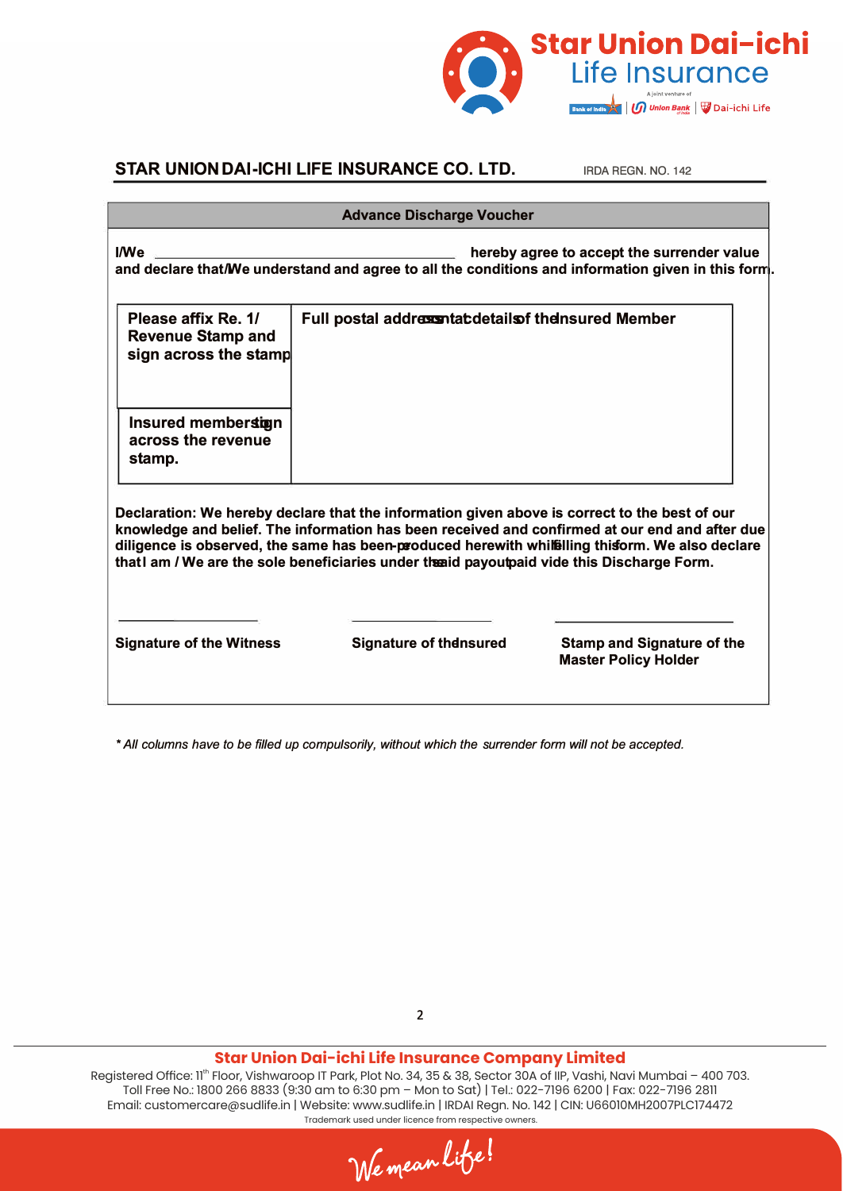**STAR UNION DAI-ICHI LIFE INSURANCE CO. LTD.** IRDA REGN. NO. 142

## Advance Discharge Voucher

**I/We ______________________________________ hereby agree to accept the surrender value and declare that I/We understand and agree to all the conditions and information given in this form.**

| | |
|---|---|
| **Please affix Re. 1/ Revenue Stamp and sign across the stamp** | **Full postal address contact details of the Insured Member** |
| **Insured member sign across the revenue stamp.** | |

**Declaration: We hereby declare that the information given above is correct to the best of our knowledge and belief. The information has been received and confirmed at our end and after due diligence is observed, the same has been re-produced herewith while filling this form. We also declare that I am / We are the sole beneficiaries under the said payout paid vide this Discharge Form.**

| | | |
|---|---|---|
| ____________________ | ____________________ | ____________________ |
| **Signature of the Witness** | **Signature of the Insured** | **Stamp and Signature of the Master Policy Holder** |

*\* All columns have to be filled up compulsorily, without which the surrender form will not be accepted.*

**Star Union Dai-ichi Life Insurance Company Limited**

Registered Office: 11th Floor, Vishwaroop IT Park, Plot No. 34, 35 & 38, Sector 30A of IIP, Vashi, Navi Mumbai – 400 703.
Toll Free No.: 1800 266 8833 (9:30 am to 6:30 pm – Mon to Sat) | Tel.: 022-7196 6200 | Fax: 022-7196 2811
Email: customercare@sudlife.in | Website: www.sudlife.in | IRDAI Regn. No. 142 | CIN: U66010MH2007PLC174472
Trademark used under licence from respective owners.

We mean Life!